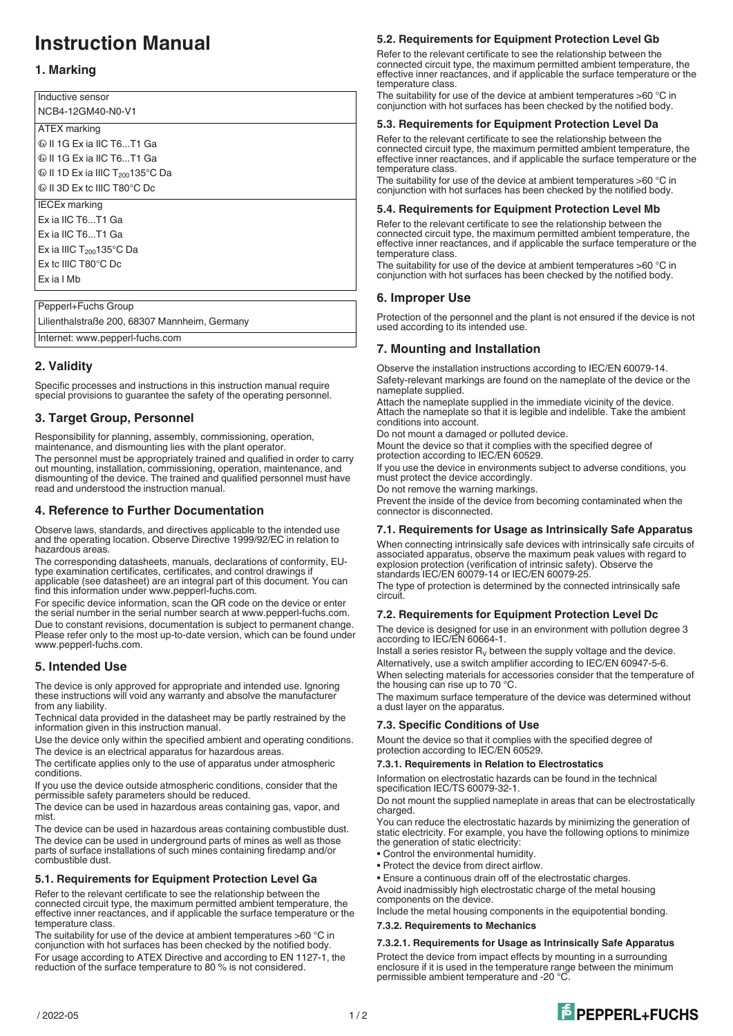# Instruction Manual

## 1. Marking

| Inductive sensor |
|---|
| NCB4-12GM40-N0-V1 |
| ATEX marking |
| Ⓔ II 1G Ex ia IIC T6...T1 Ga |
| Ⓔ II 1G Ex ia IIC T6...T1 Ga |
| Ⓔ II 1D Ex ia IIIC $T_{200}$135°C Da |
| Ⓔ II 3D Ex tc IIIC T80°C Dc |
| IECEx marking |
| Ex ia IIC T6...T1 Ga |
| Ex ia IIC T6...T1 Ga |
| Ex ia IIIC $T_{200}$135°C Da |
| Ex tc IIIC T80°C Dc |
| Ex ia I Mb |

| Pepperl+Fuchs Group |
|---|
| Lilienthalstraße 200, 68307 Mannheim, Germany |
| Internet: www.pepperl-fuchs.com |

## 2. Validity

Specific processes and instructions in this instruction manual require special provisions to guarantee the safety of the operating personnel.

## 3. Target Group, Personnel

Responsibility for planning, assembly, commissioning, operation, maintenance, and dismounting lies with the plant operator.

The personnel must be appropriately trained and qualified in order to carry out mounting, installation, commissioning, operation, maintenance, and dismounting of the device. The trained and qualified personnel must have read and understood the instruction manual.

## 4. Reference to Further Documentation

Observe laws, standards, and directives applicable to the intended use and the operating location. Observe Directive 1999/92/EC in relation to hazardous areas.

The corresponding datasheets, manuals, declarations of conformity, EU-type examination certificates, certificates, and control drawings if applicable (see datasheet) are an integral part of this document. You can find this information under www.pepperl-fuchs.com.

For specific device information, scan the QR code on the device or enter the serial number in the serial number search at www.pepperl-fuchs.com.

Due to constant revisions, documentation is subject to permanent change. Please refer only to the most up-to-date version, which can be found under www.pepperl-fuchs.com.

## 5. Intended Use

The device is only approved for appropriate and intended use. Ignoring these instructions will void any warranty and absolve the manufacturer from any liability.

Technical data provided in the datasheet may be partly restrained by the information given in this instruction manual.

Use the device only within the specified ambient and operating conditions.

The device is an electrical apparatus for hazardous areas.

The certificate applies only to the use of apparatus under atmospheric conditions.

If you use the device outside atmospheric conditions, consider that the permissible safety parameters should be reduced.

The device can be used in hazardous areas containing gas, vapor, and mist.

The device can be used in hazardous areas containing combustible dust.

The device can be used in underground parts of mines as well as those parts of surface installations of such mines containing firedamp and/or combustible dust.

### 5.1. Requirements for Equipment Protection Level Ga

Refer to the relevant certificate to see the relationship between the connected circuit type, the maximum permitted ambient temperature, the effective inner reactances, and if applicable the surface temperature or the temperature class.

The suitability for use of the device at ambient temperatures >60 °C in conjunction with hot surfaces has been checked by the notified body.

For usage according to ATEX Directive and according to EN 1127-1, the reduction of the surface temperature to 80 % is not considered.

### 5.2. Requirements for Equipment Protection Level Gb

Refer to the relevant certificate to see the relationship between the connected circuit type, the maximum permitted ambient temperature, the effective inner reactances, and if applicable the surface temperature or the temperature class.

The suitability for use of the device at ambient temperatures >60 °C in conjunction with hot surfaces has been checked by the notified body.

### 5.3. Requirements for Equipment Protection Level Da

Refer to the relevant certificate to see the relationship between the connected circuit type, the maximum permitted ambient temperature, the effective inner reactances, and if applicable the surface temperature or the temperature class.

The suitability for use of the device at ambient temperatures >60 °C in conjunction with hot surfaces has been checked by the notified body.

### 5.4. Requirements for Equipment Protection Level Mb

Refer to the relevant certificate to see the relationship between the connected circuit type, the maximum permitted ambient temperature, the effective inner reactances, and if applicable the surface temperature or the temperature class.

The suitability for use of the device at ambient temperatures >60 °C in conjunction with hot surfaces has been checked by the notified body.

## 6. Improper Use

Protection of the personnel and the plant is not ensured if the device is not used according to its intended use.

## 7. Mounting and Installation

Observe the installation instructions according to IEC/EN 60079-14.

Safety-relevant markings are found on the nameplate of the device or the nameplate supplied.

Attach the nameplate supplied in the immediate vicinity of the device. Attach the nameplate so that it is legible and indelible. Take the ambient conditions into account.

Do not mount a damaged or polluted device.

Mount the device so that it complies with the specified degree of protection according to IEC/EN 60529.

If you use the device in environments subject to adverse conditions, you must protect the device accordingly.

Do not remove the warning markings.

Prevent the inside of the device from becoming contaminated when the connector is disconnected.

### 7.1. Requirements for Usage as Intrinsically Safe Apparatus

When connecting intrinsically safe devices with intrinsically safe circuits of associated apparatus, observe the maximum peak values with regard to explosion protection (verification of intrinsic safety). Observe the standards IEC/EN 60079-14 or IEC/EN 60079-25.

The type of protection is determined by the connected intrinsically safe circuit.

### 7.2. Requirements for Equipment Protection Level Dc

The device is designed for use in an environment with pollution degree 3 according to IEC/EN 60664-1.

Install a series resistor $R_V$ between the supply voltage and the device.

Alternatively, use a switch amplifier according to IEC/EN 60947-5-6.

When selecting materials for accessories consider that the temperature of the housing can rise up to 70 °C.

The maximum surface temperature of the device was determined without a dust layer on the apparatus.

### 7.3. Specific Conditions of Use

Mount the device so that it complies with the specified degree of protection according to IEC/EN 60529.

#### 7.3.1. Requirements in Relation to Electrostatics

Information on electrostatic hazards can be found in the technical specification IEC/TS 60079-32-1.

Do not mount the supplied nameplate in areas that can be electrostatically charged.

You can reduce the electrostatic hazards by minimizing the generation of static electricity. For example, you have the following options to minimize the generation of static electricity:

- Control the environmental humidity.
- Protect the device from direct airflow.
- Ensure a continuous drain off of the electrostatic charges.

Avoid inadmissibly high electrostatic charge of the metal housing components on the device.

Include the metal housing components in the equipotential bonding.

#### 7.3.2. Requirements to Mechanics

##### 7.3.2.1. Requirements for Usage as Intrinsically Safe Apparatus

Protect the device from impact effects by mounting in a surrounding enclosure if it is used in the temperature range between the minimum permissible ambient temperature and -20 °C.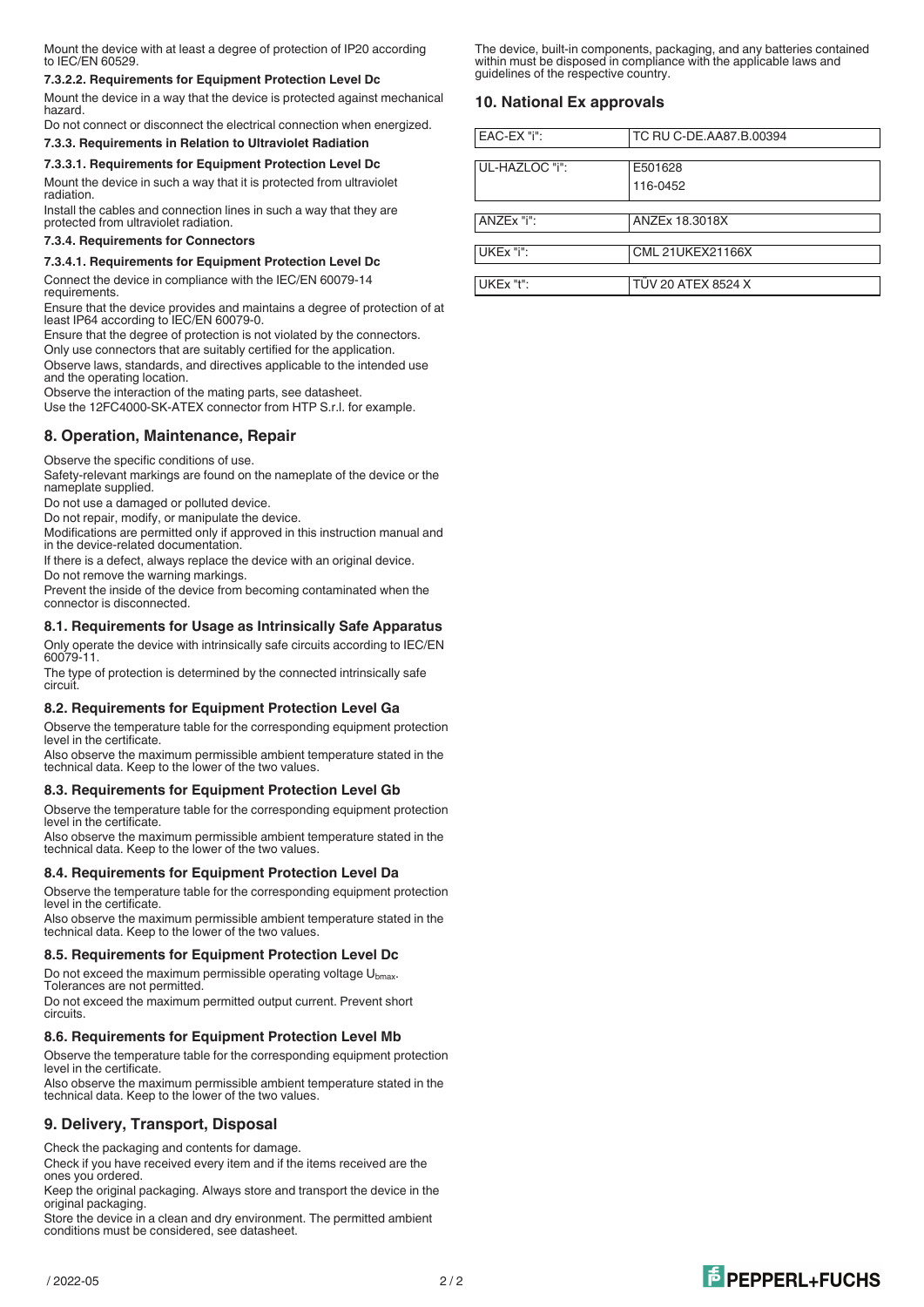Mount the device with at least a degree of protection of IP20 according to IEC/EN 60529.

#### 7.3.2.2. Requirements for Equipment Protection Level Dc

Mount the device in a way that the device is protected against mechanical hazard.

Do not connect or disconnect the electrical connection when energized.

#### 7.3.3. Requirements in Relation to Ultraviolet Radiation

#### 7.3.3.1. Requirements for Equipment Protection Level Dc

Mount the device in such a way that it is protected from ultraviolet radiation.

Install the cables and connection lines in such a way that they are protected from ultraviolet radiation.

#### 7.3.4. Requirements for Connectors

#### 7.3.4.1. Requirements for Equipment Protection Level Dc

Connect the device in compliance with the IEC/EN 60079-14 requirements.

Ensure that the device provides and maintains a degree of protection of at least IP64 according to IEC/EN 60079-0.

Ensure that the degree of protection is not violated by the connectors.

Only use connectors that are suitably certified for the application.

Observe laws, standards, and directives applicable to the intended use and the operating location.

Observe the interaction of the mating parts, see datasheet.

Use the 12FC4000-SK-ATEX connector from HTP S.r.l. for example.

## 8. Operation, Maintenance, Repair

Observe the specific conditions of use.

Safety-relevant markings are found on the nameplate of the device or the nameplate supplied.

Do not use a damaged or polluted device.

Do not repair, modify, or manipulate the device.

Modifications are permitted only if approved in this instruction manual and in the device-related documentation.

If there is a defect, always replace the device with an original device.

Do not remove the warning markings.

Prevent the inside of the device from becoming contaminated when the connector is disconnected.

### 8.1. Requirements for Usage as Intrinsically Safe Apparatus

Only operate the device with intrinsically safe circuits according to IEC/EN 60079-11.

The type of protection is determined by the connected intrinsically safe circuit.

### 8.2. Requirements for Equipment Protection Level Ga

Observe the temperature table for the corresponding equipment protection level in the certificate.

Also observe the maximum permissible ambient temperature stated in the technical data. Keep to the lower of the two values.

### 8.3. Requirements for Equipment Protection Level Gb

Observe the temperature table for the corresponding equipment protection level in the certificate.

Also observe the maximum permissible ambient temperature stated in the technical data. Keep to the lower of the two values.

### 8.4. Requirements for Equipment Protection Level Da

Observe the temperature table for the corresponding equipment protection level in the certificate.

Also observe the maximum permissible ambient temperature stated in the technical data. Keep to the lower of the two values.

### 8.5. Requirements for Equipment Protection Level Dc

Do not exceed the maximum permissible operating voltage $U_{bmax}$. Tolerances are not permitted.

Do not exceed the maximum permitted output current. Prevent short circuits.

### 8.6. Requirements for Equipment Protection Level Mb

Observe the temperature table for the corresponding equipment protection level in the certificate.

Also observe the maximum permissible ambient temperature stated in the technical data. Keep to the lower of the two values.

## 9. Delivery, Transport, Disposal

Check the packaging and contents for damage.

Check if you have received every item and if the items received are the ones you ordered.

Keep the original packaging. Always store and transport the device in the original packaging.

Store the device in a clean and dry environment. The permitted ambient conditions must be considered, see datasheet.

The device, built-in components, packaging, and any batteries contained within must be disposed in compliance with the applicable laws and guidelines of the respective country.

## 10. National Ex approvals

| | |
|---|---|
| EAC-EX "i": | TC RU C-DE.AA87.B.00394 |
| UL-HAZLOC "i": | E501628<br>116-0452 |
| ANZEx "i": | ANZEx 18.3018X |
| UKEx "i": | CML 21UKEX21166X |
| UKEx "t": | TÜV 20 ATEX 8524 X |

/ 2022-05